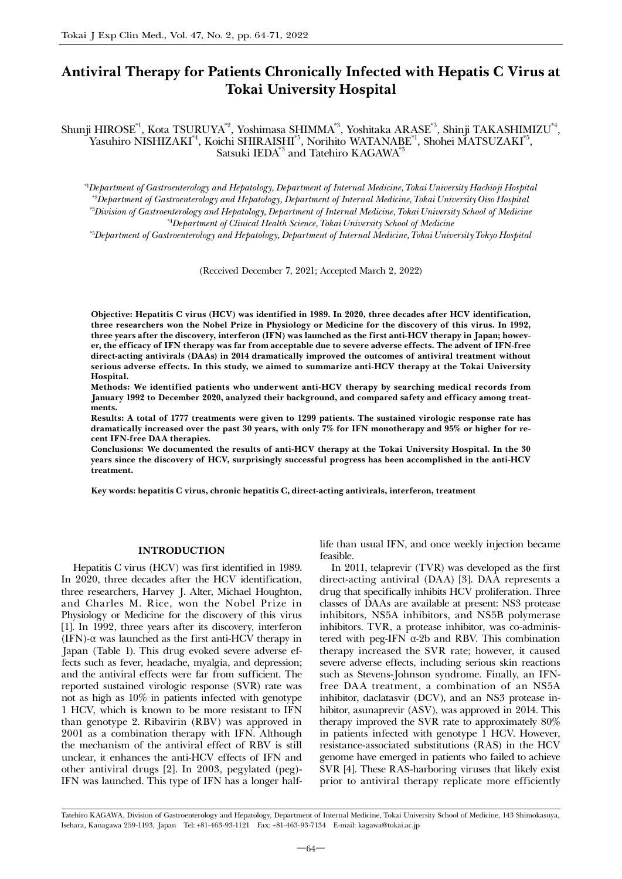# Antiviral Therapy for Patients Chronically Infected with Hepatis C Virus at Tokai University Hospital

Shunji HIROSE[*1], Kota TSURUYA[*2], Yoshimasa SHIMMA[*3], Yoshitaka ARASE[*3], Shinji TAKASHIMIZU[*4], Yasuhiro NISHIZAKI[*4], Koichi SHIRAISHI[*5], Norihito WATANABE[*1], Shohei MATSUZAKI[*5], Satsuki IEDA[*3] and Tatehiro KAGAWA[*3]

[*1]*Department of Gastroenterology and Hepatology, Department of Internal Medicine, Tokai University Hachioji Hospital*
[*2]*Department of Gastroenterology and Hepatology, Department of Internal Medicine, Tokai University Oiso Hospital*
[*3]*Division of Gastroenterology and Hepatology, Department of Internal Medicine, Tokai University School of Medicine*
[*4]*Department of Clinical Health Science, Tokai University School of Medicine*
[*5]*Department of Gastroenterology and Hepatology, Department of Internal Medicine, Tokai University Tokyo Hospital*

(Received December 7, 2021; Accepted March 2, 2022)

**Objective: Hepatitis C virus (HCV) was identified in 1989. In 2020, three decades after HCV identification, three researchers won the Nobel Prize in Physiology or Medicine for the discovery of this virus. In 1992, three years after the discovery, interferon (IFN) was launched as the first anti-HCV therapy in Japan; however, the efficacy of IFN therapy was far from acceptable due to severe adverse effects. The advent of IFN-free direct-acting antivirals (DAAs) in 2014 dramatically improved the outcomes of antiviral treatment without serious adverse effects. In this study, we aimed to summarize anti-HCV therapy at the Tokai University Hospital.**

**Methods: We identified patients who underwent anti-HCV therapy by searching medical records from January 1992 to December 2020, analyzed their background, and compared safety and efficacy among treatments.**

**Results: A total of 1777 treatments were given to 1299 patients. The sustained virologic response rate has dramatically increased over the past 30 years, with only 7% for IFN monotherapy and 95% or higher for recent IFN-free DAA therapies.**

**Conclusions: We documented the results of anti-HCV therapy at the Tokai University Hospital. In the 30 years since the discovery of HCV, surprisingly successful progress has been accomplished in the anti-HCV treatment.**

**Key words: hepatitis C virus, chronic hepatitis C, direct-acting antivirals, interferon, treatment**

## INTRODUCTION

Hepatitis C virus (HCV) was first identified in 1989. In 2020, three decades after the HCV identification, three researchers, Harvey J. Alter, Michael Houghton, and Charles M. Rice, won the Nobel Prize in Physiology or Medicine for the discovery of this virus [1]. In 1992, three years after its discovery, interferon (IFN)-α was launched as the first anti-HCV therapy in Japan (Table 1). This drug evoked severe adverse effects such as fever, headache, myalgia, and depression; and the antiviral effects were far from sufficient. The reported sustained virologic response (SVR) rate was not as high as 10% in patients infected with genotype 1 HCV, which is known to be more resistant to IFN than genotype 2. Ribavirin (RBV) was approved in 2001 as a combination therapy with IFN. Although the mechanism of the antiviral effect of RBV is still unclear, it enhances the anti-HCV effects of IFN and other antiviral drugs [2]. In 2003, pegylated (peg)-IFN was launched. This type of IFN has a longer half-life than usual IFN, and once weekly injection became feasible.

In 2011, telaprevir (TVR) was developed as the first direct-acting antiviral (DAA) [3]. DAA represents a drug that specifically inhibits HCV proliferation. Three classes of DAAs are available at present: NS3 protease inhibitors, NS5A inhibitors, and NS5B polymerase inhibitors. TVR, a protease inhibitor, was co-administered with peg-IFN α-2b and RBV. This combination therapy increased the SVR rate; however, it caused severe adverse effects, including serious skin reactions such as Stevens-Johnson syndrome. Finally, an IFN-free DAA treatment, a combination of an NS5A inhibitor, daclatasvir (DCV), and an NS3 protease inhibitor, asunaprevir (ASV), was approved in 2014. This therapy improved the SVR rate to approximately 80% in patients infected with genotype 1 HCV. However, resistance-associated substitutions (RAS) in the HCV genome have emerged in patients who failed to achieve SVR [4]. These RAS-harboring viruses that likely exist prior to antiviral therapy replicate more efficiently

Tatehiro KAGAWA, Division of Gastroenterology and Hepatology, Department of Internal Medicine, Tokai University School of Medicine, 143 Shimokasuya, Isehara, Kanagawa 259-1193, Japan Tel: +81-463-93-1121 Fax: +81-463-93-7134 E-mail: kagawa@tokai.ac.jp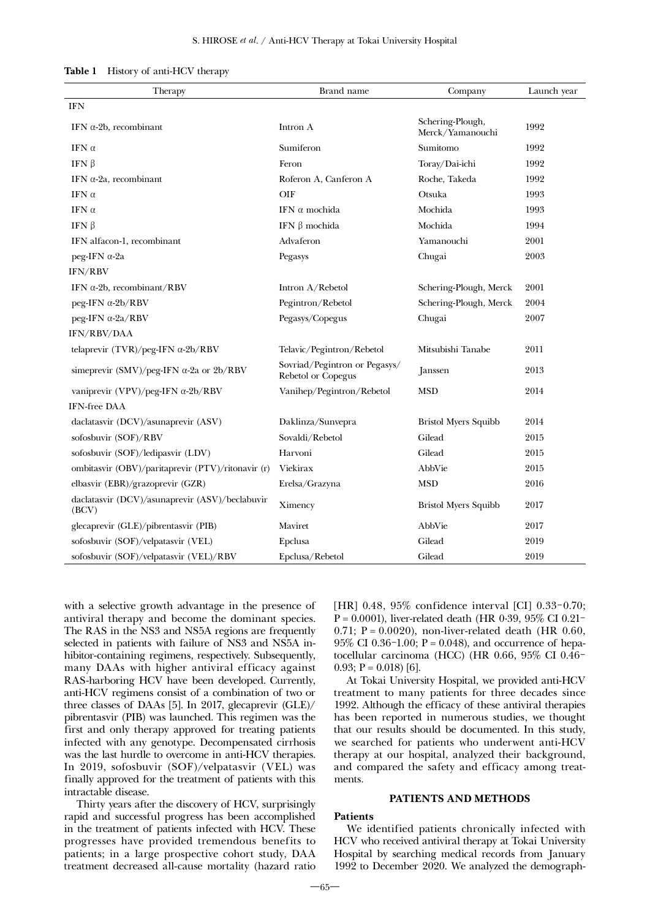**Table 1** History of anti-HCV therapy

| Therapy | Brand name | Company | Launch year |
|---|---|---|---|
| IFN | | | |
| IFN α-2b, recombinant | Intron A | Schering-Plough, Merck/Yamanouchi | 1992 |
| IFN α | Sumiferon | Sumitomo | 1992 |
| IFN β | Feron | Toray/Dai-ichi | 1992 |
| IFN α-2a, recombinant | Roferon A, Canferon A | Roche, Takeda | 1992 |
| IFN α | OIF | Otsuka | 1993 |
| IFN α | IFN α mochida | Mochida | 1993 |
| IFN β | IFN β mochida | Mochida | 1994 |
| IFN alfacon-1, recombinant | Advaferon | Yamanouchi | 2001 |
| peg-IFN α-2a | Pegasys | Chugai | 2003 |
| IFN/RBV | | | |
| IFN α-2b, recombinant/RBV | Intron A/Rebetol | Schering-Plough, Merck | 2001 |
| peg-IFN α-2b/RBV | Pegintron/Rebetol | Schering-Plough, Merck | 2004 |
| peg-IFN α-2a/RBV | Pegasys/Copegus | Chugai | 2007 |
| IFN/RBV/DAA | | | |
| telaprevir (TVR)/peg-IFN α-2b/RBV | Telavic/Pegintron/Rebetol | Mitsubishi Tanabe | 2011 |
| simeprevir (SMV)/peg-IFN α-2a or 2b/RBV | Sovriad/Pegintron or Pegasys/ Rebetol or Copegus | Janssen | 2013 |
| vaniprevir (VPV)/peg-IFN α-2b/RBV | Vanihep/Pegintron/Rebetol | MSD | 2014 |
| IFN-free DAA | | | |
| daclatasvir (DCV)/asunaprevir (ASV) | Daklinza/Sunvepra | Bristol Myers Squibb | 2014 |
| sofosbuvir (SOF)/RBV | Sovaldi/Rebetol | Gilead | 2015 |
| sofosbuvir (SOF)/ledipasvir (LDV) | Harvoni | Gilead | 2015 |
| ombitasvir (OBV)/paritaprevir (PTV)/ritonavir (r) | Viekirax | AbbVie | 2015 |
| elbasvir (EBR)/grazoprevir (GZR) | Erelsa/Grazyna | MSD | 2016 |
| daclatasvir (DCV)/asunaprevir (ASV)/beclabuvir (BCV) | Ximency | Bristol Myers Squibb | 2017 |
| glecaprevir (GLE)/pibrentasvir (PIB) | Maviret | AbbVie | 2017 |
| sofosbuvir (SOF)/velpatasvir (VEL) | Epclusa | Gilead | 2019 |
| sofosbuvir (SOF)/velpatasvir (VEL)/RBV | Epclusa/Rebetol | Gilead | 2019 |

with a selective growth advantage in the presence of antiviral therapy and become the dominant species. The RAS in the NS3 and NS5A regions are frequently selected in patients with failure of NS3 and NS5A inhibitor-containing regimens, respectively. Subsequently, many DAAs with higher antiviral efficacy against RAS-harboring HCV have been developed. Currently, anti-HCV regimens consist of a combination of two or three classes of DAAs [5]. In 2017, glecaprevir (GLE)/pibrentasvir (PIB) was launched. This regimen was the first and only therapy approved for treating patients infected with any genotype. Decompensated cirrhosis was the last hurdle to overcome in anti-HCV therapies. In 2019, sofosbuvir (SOF)/velpatasvir (VEL) was finally approved for the treatment of patients with this intractable disease.

Thirty years after the discovery of HCV, surprisingly rapid and successful progress has been accomplished in the treatment of patients infected with HCV. These progresses have provided tremendous benefits to patients; in a large prospective cohort study, DAA treatment decreased all-cause mortality (hazard ratio [HR] 0.48, 95% confidence interval [CI] 0.33–0.70; P = 0.0001), liver-related death (HR 0·39, 95% CI 0.21–0.71; P = 0.0020), non-liver-related death (HR 0.60, 95% CI 0.36–1.00; P = 0.048), and occurrence of hepatocellular carcinoma (HCC) (HR 0.66, 95% CI 0.46–0.93; P = 0.018) [6].

At Tokai University Hospital, we provided anti-HCV treatment to many patients for three decades since 1992. Although the efficacy of these antiviral therapies has been reported in numerous studies, we thought that our results should be documented. In this study, we searched for patients who underwent anti-HCV therapy at our hospital, analyzed their background, and compared the safety and efficacy among treatments.

## PATIENTS AND METHODS

### Patients

We identified patients chronically infected with HCV who received antiviral therapy at Tokai University Hospital by searching medical records from January 1992 to December 2020. We analyzed the demograph-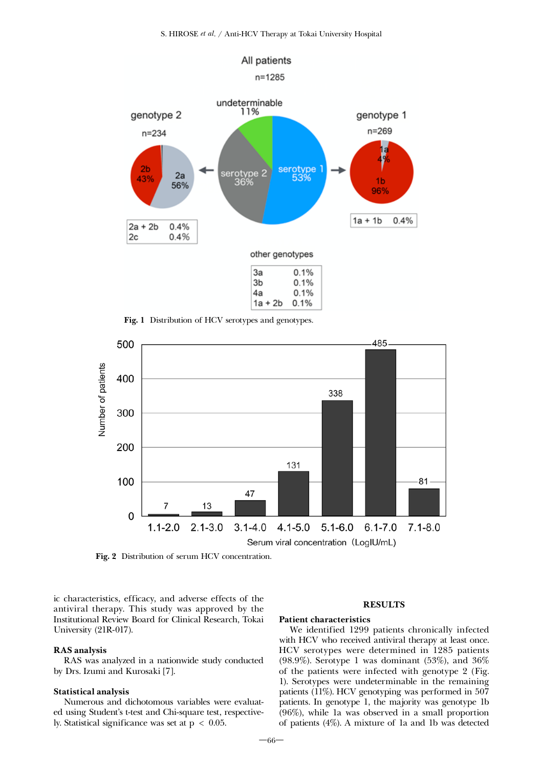Fig. 1 Distribution of HCV serotypes and genotypes.

Fig. 2 Distribution of serum HCV concentration.

ic characteristics, efficacy, and adverse effects of the antiviral therapy. This study was approved by the Institutional Review Board for Clinical Research, Tokai University (21R-017).

### RAS analysis

RAS was analyzed in a nationwide study conducted by Drs. Izumi and Kurosaki [7].

### Statistical analysis

Numerous and dichotomous variables were evaluated using Student's t-test and Chi-square test, respectively. Statistical significance was set at $p < 0.05$.

## RESULTS

### Patient characteristics

We identified 1299 patients chronically infected with HCV who received antiviral therapy at least once. HCV serotypes were determined in 1285 patients (98.9%). Serotype 1 was dominant (53%), and 36% of the patients were infected with genotype 2 (Fig. 1). Serotypes were undeterminable in the remaining patients (11%). HCV genotyping was performed in 507 patients. In genotype 1, the majority was genotype 1b (96%), while 1a was observed in a small proportion of patients (4%). A mixture of 1a and 1b was detected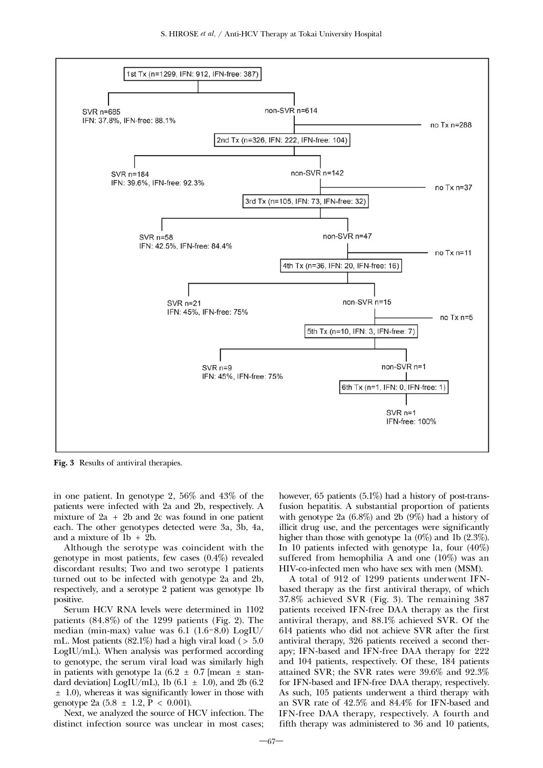- 1st Tx (n=1299, IFN: 912, IFN-free: 387)
  - SVR n=685 — IFN: 37.8%, IFN-free: 88.1%
  - non-SVR n=614
    - no Tx n=288
    - 2nd Tx (n=326, IFN: 222, IFN-free: 104)
      - SVR n=184 — IFN: 39.6%, IFN-free: 92.3%
      - non-SVR n=142
        - no Tx n=37
        - 3rd Tx (n=105, IFN: 73, IFN-free: 32)
          - SVR n=58 — IFN: 42.5%, IFN-free: 84.4%
          - non-SVR n=47
            - no Tx n=11
            - 4th Tx (n=36, IFN: 20, IFN-free: 16)
              - SVR n=21 — IFN: 45%, IFN-free: 75%
              - non-SVR n=15
                - no Tx n=5
                - 5th Tx (n=10, IFN: 3, IFN-free: 7)
                  - SVR n=9 — IFN: 45%, IFN-free: 75%
                  - non-SVR n=1
                    - 6th Tx (n=1, IFN: 0, IFN-free: 1)
                      - SVR n=1 — IFN-free: 100%

**Fig. 3** Results of antiviral therapies.

in one patient. In genotype 2, 56% and 43% of the patients were infected with 2a and 2b, respectively. A mixture of 2a + 2b and 2c was found in one patient each. The other genotypes detected were 3a, 3b, 4a, and a mixture of 1b + 2b.

Although the serotype was coincident with the genotype in most patients, few cases (0.4%) revealed discordant results; Two and two serotype 1 patients turned out to be infected with genotype 2a and 2b, respectively, and a serotype 2 patient was genotype 1b positive.

Serum HCV RNA levels were determined in 1102 patients (84.8%) of the 1299 patients (Fig. 2). The median (min-max) value was 6.1 (1.6–8.0) LogIU/mL. Most patients (82.1%) had a high viral load (> 5.0 LogIU/mL). When analysis was performed according to genotype, the serum viral load was similarly high in patients with genotype 1a (6.2 ± 0.7 [mean ± standard deviation] LogIU/mL), 1b (6.1 ± 1.0), and 2b (6.2 ± 1.0), whereas it was significantly lower in those with genotype 2a (5.8 ± 1.2, $P < 0.001$).

Next, we analyzed the source of HCV infection. The distinct infection source was unclear in most cases; however, 65 patients (5.1%) had a history of post-transfusion hepatitis. A substantial proportion of patients with genotype 2a (6.8%) and 2b (9%) had a history of illicit drug use, and the percentages were significantly higher than those with genotype 1a (0%) and 1b (2.3%). In 10 patients infected with genotype 1a, four (40%) suffered from hemophilia A and one (10%) was an HIV-co-infected men who have sex with men (MSM).

A total of 912 of 1299 patients underwent IFN-based therapy as the first antiviral therapy, of which 37.8% achieved SVR (Fig. 3). The remaining 387 patients received IFN-free DAA therapy as the first antiviral therapy, and 88.1% achieved SVR. Of the 614 patients who did not achieve SVR after the first antiviral therapy, 326 patients received a second therapy; IFN-based and IFN-free DAA therapy for 222 and 104 patients, respectively. Of these, 184 patients attained SVR; the SVR rates were 39.6% and 92.3% for IFN-based and IFN-free DAA therapy, respectively. As such, 105 patients underwent a third therapy with an SVR rate of 42.5% and 84.4% for IFN-based and IFN-free DAA therapy, respectively. A fourth and fifth therapy was administered to 36 and 10 patients,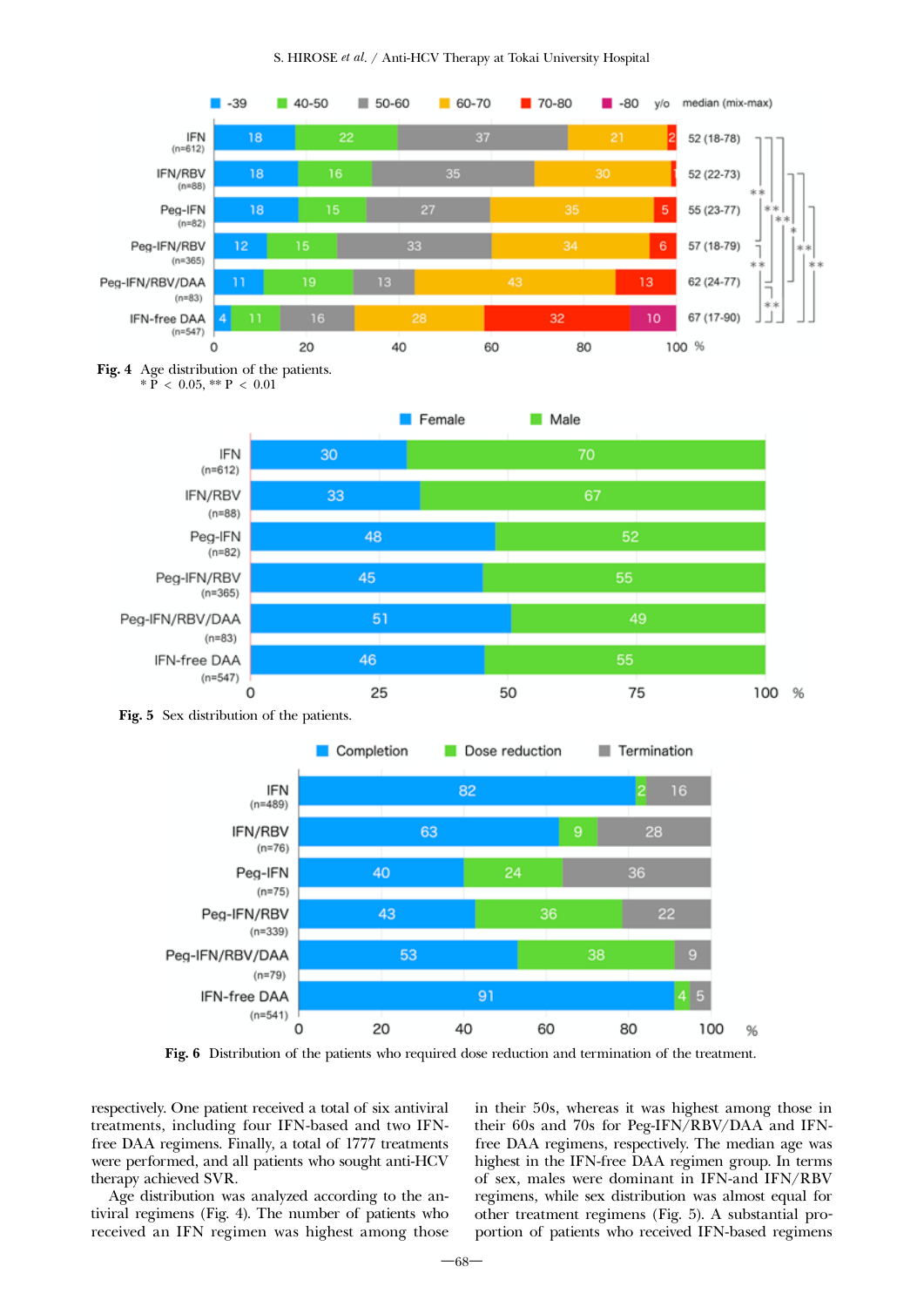Fig. 4 Age distribution of the patients.
\* P < 0.05, \*\* P < 0.01

Fig. 5 Sex distribution of the patients.

Fig. 6 Distribution of the patients who required dose reduction and termination of the treatment.

respectively. One patient received a total of six antiviral treatments, including four IFN-based and two IFN-free DAA regimens. Finally, a total of 1777 treatments were performed, and all patients who sought anti-HCV therapy achieved SVR.

Age distribution was analyzed according to the antiviral regimens (Fig. 4). The number of patients who received an IFN regimen was highest among those in their 50s, whereas it was highest among those in their 60s and 70s for Peg-IFN/RBV/DAA and IFN-free DAA regimens, respectively. The median age was highest in the IFN-free DAA regimen group. In terms of sex, males were dominant in IFN-and IFN/RBV regimens, while sex distribution was almost equal for other treatment regimens (Fig. 5). A substantial proportion of patients who received IFN-based regimens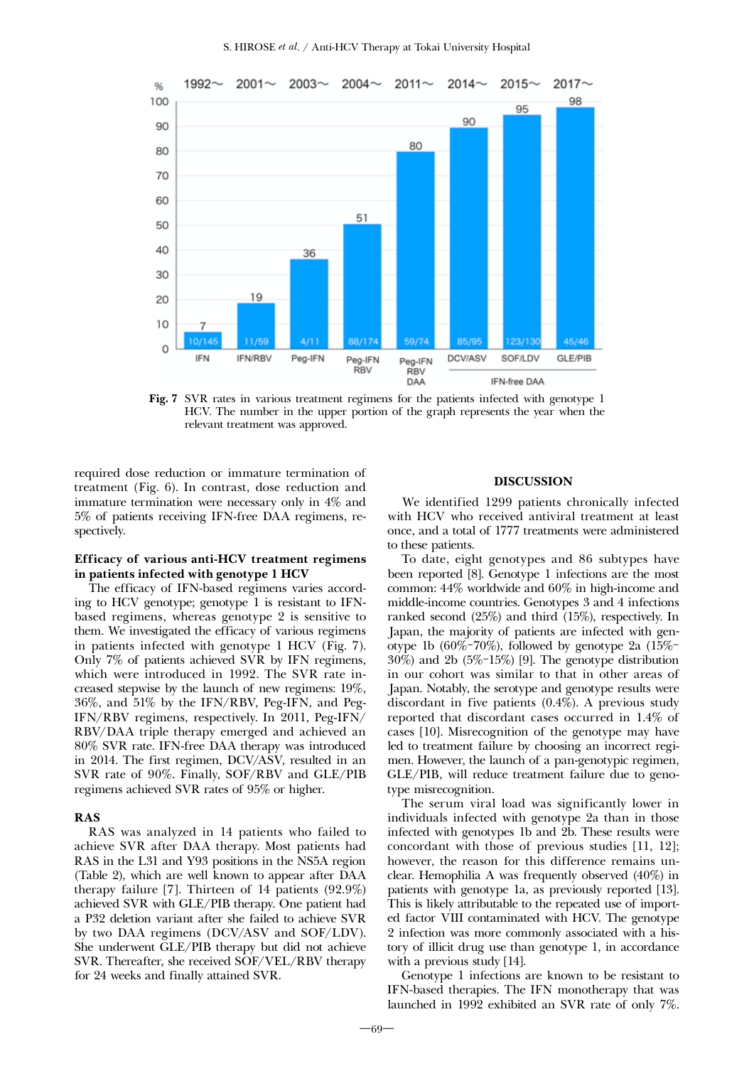**Fig. 7** SVR rates in various treatment regimens for the patients infected with genotype 1 HCV. The number in the upper portion of the graph represents the year when the relevant treatment was approved.

required dose reduction or immature termination of treatment (Fig. 6). In contrast, dose reduction and immature termination were necessary only in 4% and 5% of patients receiving IFN-free DAA regimens, respectively.

### Efficacy of various anti-HCV treatment regimens in patients infected with genotype 1 HCV

The efficacy of IFN-based regimens varies according to HCV genotype; genotype 1 is resistant to IFN-based regimens, whereas genotype 2 is sensitive to them. We investigated the efficacy of various regimens in patients infected with genotype 1 HCV (Fig. 7). Only 7% of patients achieved SVR by IFN regimens, which were introduced in 1992. The SVR rate increased stepwise by the launch of new regimens: 19%, 36%, and 51% by the IFN/RBV, Peg-IFN, and Peg-IFN/RBV regimens, respectively. In 2011, Peg-IFN/RBV/DAA triple therapy emerged and achieved an 80% SVR rate. IFN-free DAA therapy was introduced in 2014. The first regimen, DCV/ASV, resulted in an SVR rate of 90%. Finally, SOF/RBV and GLE/PIB regimens achieved SVR rates of 95% or higher.

### RAS

RAS was analyzed in 14 patients who failed to achieve SVR after DAA therapy. Most patients had RAS in the L31 and Y93 positions in the NS5A region (Table 2), which are well known to appear after DAA therapy failure [7]. Thirteen of 14 patients (92.9%) achieved SVR with GLE/PIB therapy. One patient had a P32 deletion variant after she failed to achieve SVR by two DAA regimens (DCV/ASV and SOF/LDV). She underwent GLE/PIB therapy but did not achieve SVR. Thereafter, she received SOF/VEL/RBV therapy for 24 weeks and finally attained SVR.

## DISCUSSION

We identified 1299 patients chronically infected with HCV who received antiviral treatment at least once, and a total of 1777 treatments were administered to these patients.

To date, eight genotypes and 86 subtypes have been reported [8]. Genotype 1 infections are the most common: 44% worldwide and 60% in high-income and middle-income countries. Genotypes 3 and 4 infections ranked second (25%) and third (15%), respectively. In Japan, the majority of patients are infected with genotype 1b (60%-70%), followed by genotype 2a (15%-30%) and 2b (5%-15%) [9]. The genotype distribution in our cohort was similar to that in other areas of Japan. Notably, the serotype and genotype results were discordant in five patients (0.4%). A previous study reported that discordant cases occurred in 1.4% of cases [10]. Misrecognition of the genotype may have led to treatment failure by choosing an incorrect regimen. However, the launch of a pan-genotypic regimen, GLE/PIB, will reduce treatment failure due to genotype misrecognition.

The serum viral load was significantly lower in individuals infected with genotype 2a than in those infected with genotypes 1b and 2b. These results were concordant with those of previous studies [11, 12]; however, the reason for this difference remains unclear. Hemophilia A was frequently observed (40%) in patients with genotype 1a, as previously reported [13]. This is likely attributable to the repeated use of imported factor VIII contaminated with HCV. The genotype 2 infection was more commonly associated with a history of illicit drug use than genotype 1, in accordance with a previous study [14].

Genotype 1 infections are known to be resistant to IFN-based therapies. The IFN monotherapy that was launched in 1992 exhibited an SVR rate of only 7%.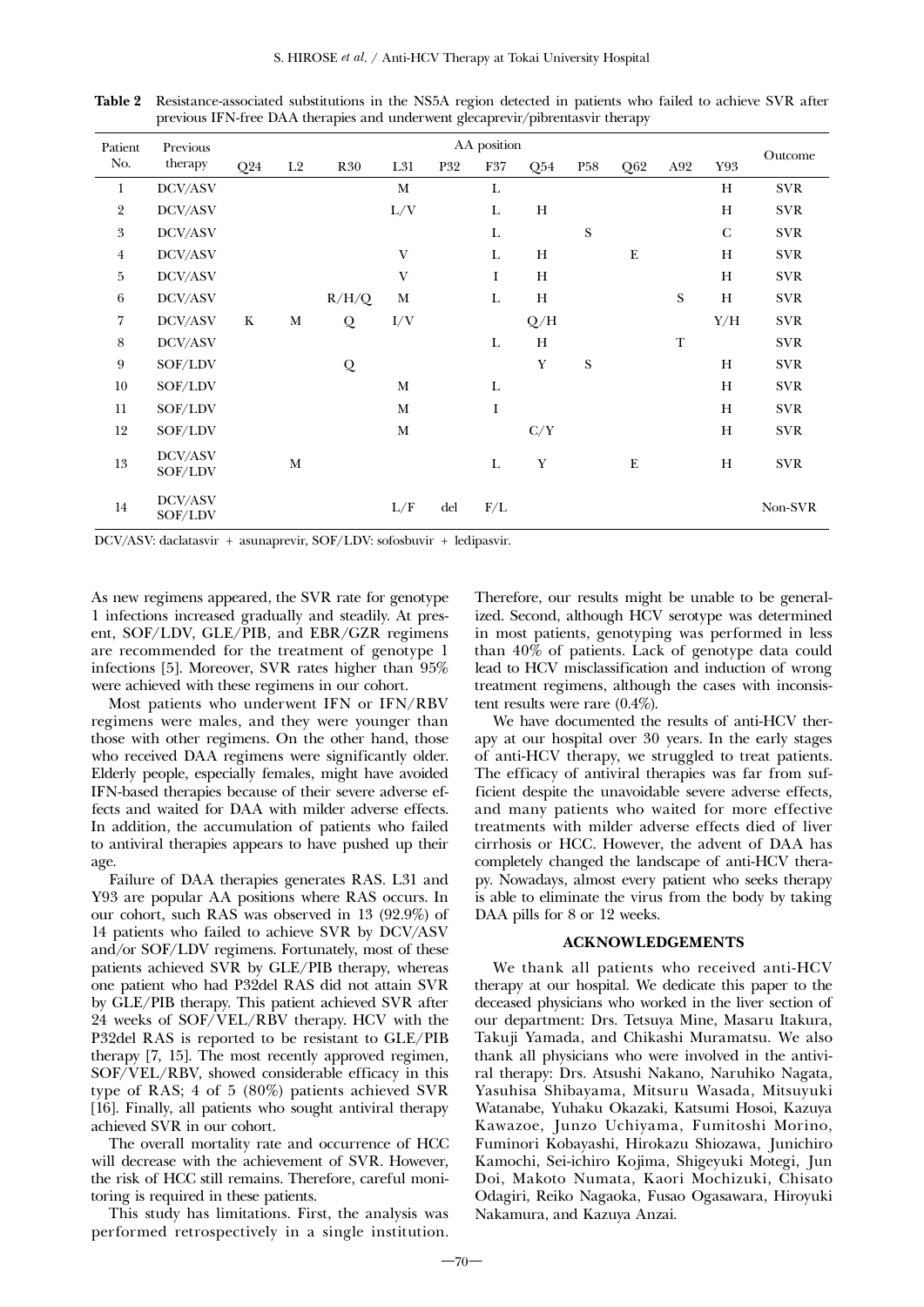**Table 2** Resistance-associated substitutions in the NS5A region detected in patients who failed to achieve SVR after previous IFN-free DAA therapies and underwent glecaprevir/pibrentasvir therapy

| Patient No. | Previous therapy | AA position | | | | | | | | | | | Outcome |
|---|---|---|---|---|---|---|---|---|---|---|---|---|---|
| | | Q24 | L2 | R30 | L31 | P32 | F37 | Q54 | P58 | Q62 | A92 | Y93 | |
| 1 | DCV/ASV | | | | M | | L | | | | | H | SVR |
| 2 | DCV/ASV | | | | L/V | | L | H | | | | H | SVR |
| 3 | DCV/ASV | | | | | | L | | S | | | C | SVR |
| 4 | DCV/ASV | | | | V | | L | H | | E | | H | SVR |
| 5 | DCV/ASV | | | | V | | I | H | | | | H | SVR |
| 6 | DCV/ASV | | | R/H/Q | M | | L | H | | | S | H | SVR |
| 7 | DCV/ASV | K | M | Q | I/V | | | Q/H | | | | Y/H | SVR |
| 8 | DCV/ASV | | | | | | L | H | | | T | | SVR |
| 9 | SOF/LDV | | | Q | | | | Y | S | | | H | SVR |
| 10 | SOF/LDV | | | | M | | L | | | | | H | SVR |
| 11 | SOF/LDV | | | | M | | I | | | | | H | SVR |
| 12 | SOF/LDV | | | | M | | | C/Y | | | | H | SVR |
| 13 | DCV/ASV SOF/LDV | | M | | | | L | Y | | E | | H | SVR |
| 14 | DCV/ASV SOF/LDV | | | | L/F | del | F/L | | | | | | Non-SVR |

DCV/ASV: daclatasvir + asunaprevir, SOF/LDV: sofosbuvir + ledipasvir.

As new regimens appeared, the SVR rate for genotype 1 infections increased gradually and steadily. At present, SOF/LDV, GLE/PIB, and EBR/GZR regimens are recommended for the treatment of genotype 1 infections [5]. Moreover, SVR rates higher than 95% were achieved with these regimens in our cohort.

Most patients who underwent IFN or IFN/RBV regimens were males, and they were younger than those with other regimens. On the other hand, those who received DAA regimens were significantly older. Elderly people, especially females, might have avoided IFN-based therapies because of their severe adverse effects and waited for DAA with milder adverse effects. In addition, the accumulation of patients who failed to antiviral therapies appears to have pushed up their age.

Failure of DAA therapies generates RAS. L31 and Y93 are popular AA positions where RAS occurs. In our cohort, such RAS was observed in 13 (92.9%) of 14 patients who failed to achieve SVR by DCV/ASV and/or SOF/LDV regimens. Fortunately, most of these patients achieved SVR by GLE/PIB therapy, whereas one patient who had P32del RAS did not attain SVR by GLE/PIB therapy. This patient achieved SVR after 24 weeks of SOF/VEL/RBV therapy. HCV with the P32del RAS is reported to be resistant to GLE/PIB therapy [7, 15]. The most recently approved regimen, SOF/VEL/RBV, showed considerable efficacy in this type of RAS; 4 of 5 (80%) patients achieved SVR [16]. Finally, all patients who sought antiviral therapy achieved SVR in our cohort.

The overall mortality rate and occurrence of HCC will decrease with the achievement of SVR. However, the risk of HCC still remains. Therefore, careful monitoring is required in these patients.

This study has limitations. First, the analysis was performed retrospectively in a single institution. Therefore, our results might be unable to be generalized. Second, although HCV serotype was determined in most patients, genotyping was performed in less than 40% of patients. Lack of genotype data could lead to HCV misclassification and induction of wrong treatment regimens, although the cases with inconsistent results were rare (0.4%).

We have documented the results of anti-HCV therapy at our hospital over 30 years. In the early stages of anti-HCV therapy, we struggled to treat patients. The efficacy of antiviral therapies was far from sufficient despite the unavoidable severe adverse effects, and many patients who waited for more effective treatments with milder adverse effects died of liver cirrhosis or HCC. However, the advent of DAA has completely changed the landscape of anti-HCV therapy. Nowadays, almost every patient who seeks therapy is able to eliminate the virus from the body by taking DAA pills for 8 or 12 weeks.

## ACKNOWLEDGEMENTS

We thank all patients who received anti-HCV therapy at our hospital. We dedicate this paper to the deceased physicians who worked in the liver section of our department: Drs. Tetsuya Mine, Masaru Itakura, Takuji Yamada, and Chikashi Muramatsu. We also thank all physicians who were involved in the antiviral therapy: Drs. Atsushi Nakano, Naruhiko Nagata, Yasuhisa Shibayama, Mitsuru Wasada, Mitsuyuki Watanabe, Yuhaku Okazaki, Katsumi Hosoi, Kazuya Kawazoe, Junzo Uchiyama, Fumitoshi Morino, Fuminori Kobayashi, Hirokazu Shiozawa, Junichiro Kamochi, Sei-ichiro Kojima, Shigeyuki Motegi, Jun Doi, Makoto Numata, Kaori Mochizuki, Chisato Odagiri, Reiko Nagaoka, Fusao Ogasawara, Hiroyuki Nakamura, and Kazuya Anzai.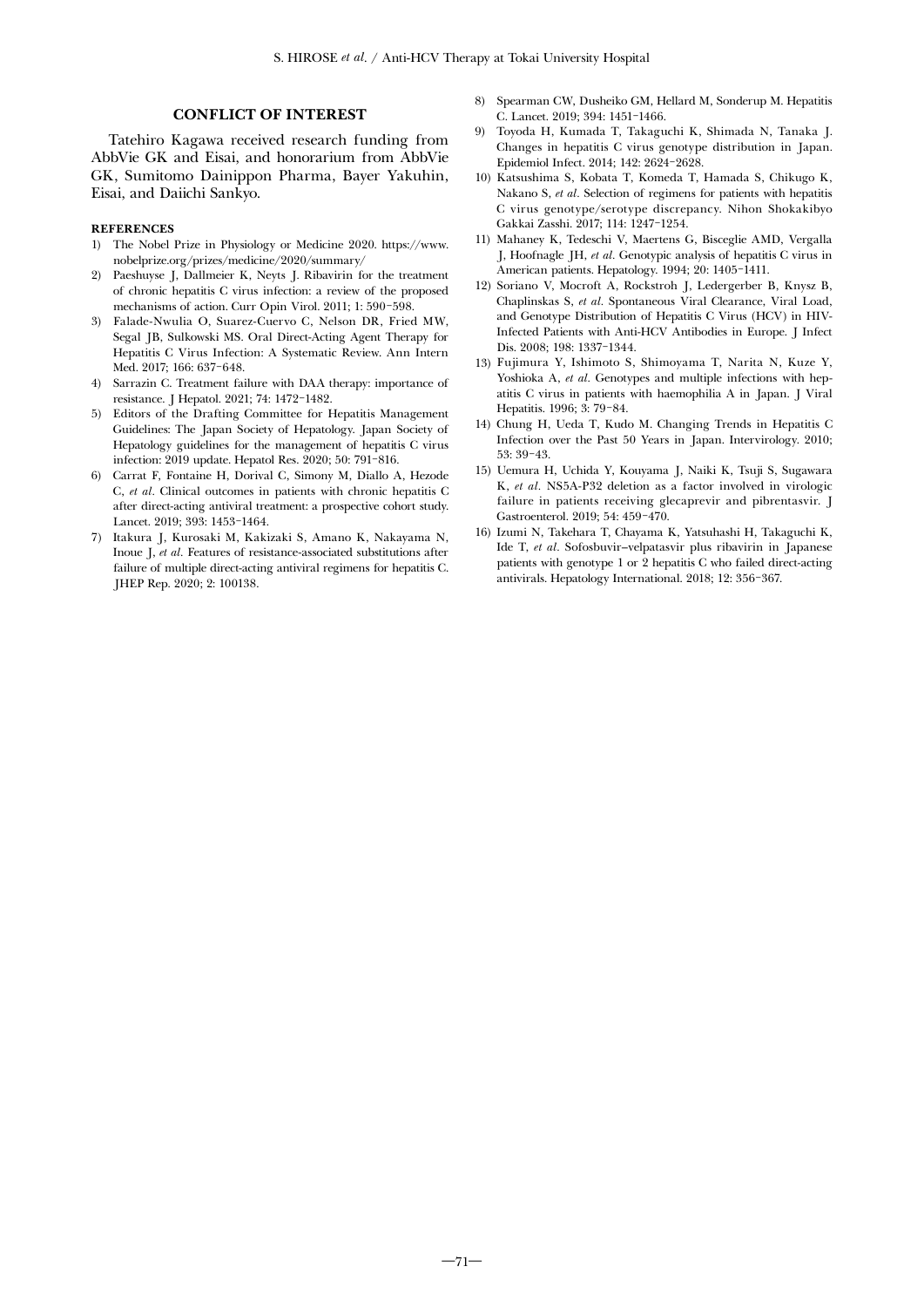## CONFLICT OF INTEREST

Tatehiro Kagawa received research funding from AbbVie GK and Eisai, and honorarium from AbbVie GK, Sumitomo Dainippon Pharma, Bayer Yakuhin, Eisai, and Daiichi Sankyo.

## REFERENCES

1) The Nobel Prize in Physiology or Medicine 2020. https://www.nobelprize.org/prizes/medicine/2020/summary/
2) Paeshuyse J, Dallmeier K, Neyts J. Ribavirin for the treatment of chronic hepatitis C virus infection: a review of the proposed mechanisms of action. Curr Opin Virol. 2011; 1: 590–598.
3) Falade-Nwulia O, Suarez-Cuervo C, Nelson DR, Fried MW, Segal JB, Sulkowski MS. Oral Direct-Acting Agent Therapy for Hepatitis C Virus Infection: A Systematic Review. Ann Intern Med. 2017; 166: 637–648.
4) Sarrazin C. Treatment failure with DAA therapy: importance of resistance. J Hepatol. 2021; 74: 1472–1482.
5) Editors of the Drafting Committee for Hepatitis Management Guidelines: The Japan Society of Hepatology. Japan Society of Hepatology guidelines for the management of hepatitis C virus infection: 2019 update. Hepatol Res. 2020; 50: 791–816.
6) Carrat F, Fontaine H, Dorival C, Simony M, Diallo A, Hezode C, *et al*. Clinical outcomes in patients with chronic hepatitis C after direct-acting antiviral treatment: a prospective cohort study. Lancet. 2019; 393: 1453–1464.
7) Itakura J, Kurosaki M, Kakizaki S, Amano K, Nakayama N, Inoue J, *et al*. Features of resistance-associated substitutions after failure of multiple direct-acting antiviral regimens for hepatitis C. JHEP Rep. 2020; 2: 100138.
8) Spearman CW, Dusheiko GM, Hellard M, Sonderup M. Hepatitis C. Lancet. 2019; 394: 1451–1466.
9) Toyoda H, Kumada T, Takaguchi K, Shimada N, Tanaka J. Changes in hepatitis C virus genotype distribution in Japan. Epidemiol Infect. 2014; 142: 2624–2628.
10) Katsushima S, Kobata T, Komeda T, Hamada S, Chikugo K, Nakano S, *et al*. Selection of regimens for patients with hepatitis C virus genotype/serotype discrepancy. Nihon Shokakibyo Gakkai Zasshi. 2017; 114: 1247–1254.
11) Mahaney K, Tedeschi V, Maertens G, Bisceglie AMD, Vergalla J, Hoofnagle JH, *et al*. Genotypic analysis of hepatitis C virus in American patients. Hepatology. 1994; 20: 1405–1411.
12) Soriano V, Mocroft A, Rockstroh J, Ledergerber B, Knysz B, Chaplinskas S, *et al*. Spontaneous Viral Clearance, Viral Load, and Genotype Distribution of Hepatitis C Virus (HCV) in HIV-Infected Patients with Anti-HCV Antibodies in Europe. J Infect Dis. 2008; 198: 1337–1344.
13) Fujimura Y, Ishimoto S, Shimoyama T, Narita N, Kuze Y, Yoshioka A, *et al*. Genotypes and multiple infections with hepatitis C virus in patients with haemophilia A in Japan. J Viral Hepatitis. 1996; 3: 79–84.
14) Chung H, Ueda T, Kudo M. Changing Trends in Hepatitis C Infection over the Past 50 Years in Japan. Intervirology. 2010; 53: 39–43.
15) Uemura H, Uchida Y, Kouyama J, Naiki K, Tsuji S, Sugawara K, *et al*. NS5A-P32 deletion as a factor involved in virologic failure in patients receiving glecaprevir and pibrentasvir. J Gastroenterol. 2019; 54: 459–470.
16) Izumi N, Takehara T, Chayama K, Yatsuhashi H, Takaguchi K, Ide T, *et al*. Sofosbuvir–velpatasvir plus ribavirin in Japanese patients with genotype 1 or 2 hepatitis C who failed direct-acting antivirals. Hepatology International. 2018; 12: 356–367.